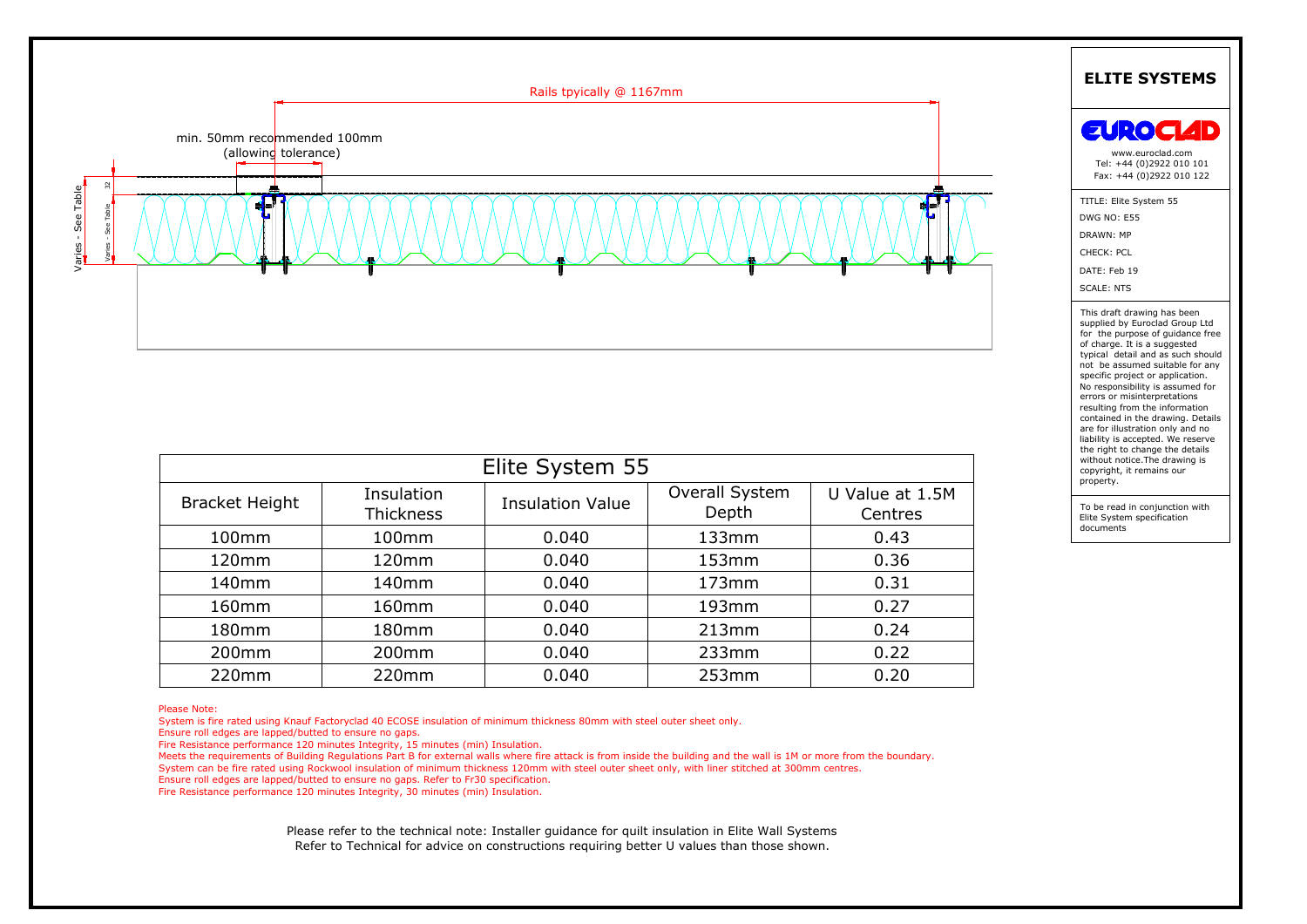Rails tpyically @ 1167mm

min. 50mm recommended 100mm (allowing tolerance)

Varies - See Table

32

Varies - See Table

# ELITE SYSTEMS

EUROCLAD

www.euroclad.com
Tel: +44 (0)2922 010 101
Fax: +44 (0)2922 010 122

TITLE: Elite System 55
DWG NO: E55
DRAWN: MP
CHECK: PCL
DATE: Feb 19
SCALE: NTS

This draft drawing has been supplied by Euroclad Group Ltd for the purpose of guidance free of charge. It is a suggested typical detail and as such should not be assumed suitable for any specific project or application. No responsibility is assumed for errors or misinterpretations resulting from the information contained in the drawing. Details are for illustration only and no liability is accepted. We reserve the right to change the details without notice.The drawing is copyright, it remains our property.

To be read in conjunction with Elite System specification documents

| Elite System 55 | | | | |
|---|---|---|---|---|
| Bracket Height | Insulation Thickness | Insulation Value | Overall System Depth | U Value at 1.5M Centres |
| 100mm | 100mm | 0.040 | 133mm | 0.43 |
| 120mm | 120mm | 0.040 | 153mm | 0.36 |
| 140mm | 140mm | 0.040 | 173mm | 0.31 |
| 160mm | 160mm | 0.040 | 193mm | 0.27 |
| 180mm | 180mm | 0.040 | 213mm | 0.24 |
| 200mm | 200mm | 0.040 | 233mm | 0.22 |
| 220mm | 220mm | 0.040 | 253mm | 0.20 |

Please Note:
System is fire rated using Knauf Factoryclad 40 ECOSE insulation of minimum thickness 80mm with steel outer sheet only.
Ensure roll edges are lapped/butted to ensure no gaps.
Fire Resistance performance 120 minutes Integrity, 15 minutes (min) Insulation.
Meets the requirements of Building Regulations Part B for external walls where fire attack is from inside the building and the wall is 1M or more from the boundary.
System can be fire rated using Rockwool insulation of minimum thickness 120mm with steel outer sheet only, with liner stitched at 300mm centres.
Ensure roll edges are lapped/butted to ensure no gaps. Refer to Fr30 specification.
Fire Resistance performance 120 minutes Integrity, 30 minutes (min) Insulation.

Please refer to the technical note: Installer guidance for quilt insulation in Elite Wall Systems
Refer to Technical for advice on constructions requiring better U values than those shown.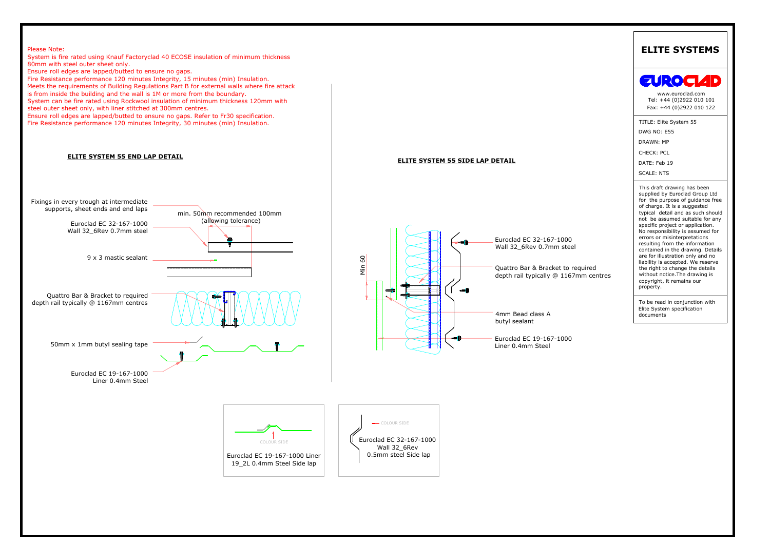Please Note:
System is fire rated using Knauf Factoryclad 40 ECOSE insulation of minimum thickness 80mm with steel outer sheet only.
Ensure roll edges are lapped/butted to ensure no gaps.
Fire Resistance performance 120 minutes Integrity, 15 minutes (min) Insulation.
Meets the requirements of Building Regulations Part B for external walls where fire attack is from inside the building and the wall is 1M or more from the boundary.
System can be fire rated using Rockwool insulation of minimum thickness 120mm with steel outer sheet only, with liner stitched at 300mm centres.
Ensure roll edges are lapped/butted to ensure no gaps. Refer to Fr30 specification.
Fire Resistance performance 120 minutes Integrity, 30 minutes (min) Insulation.

## ELITE SYSTEM 55 END LAP DETAIL

Fixings in every trough at intermediate supports, sheet ends and end laps

min. 50mm recommended 100mm (allowing tolerance)

Euroclad EC 32-167-1000 Wall 32_6Rev 0.7mm steel

9 x 3 mastic sealant

Quattro Bar & Bracket to required depth rail typically @ 1167mm centres

50mm x 1mm butyl sealing tape

Euroclad EC 19-167-1000 Liner 0.4mm Steel

## ELITE SYSTEM 55 SIDE LAP DETAIL

Min 60

Euroclad EC 32-167-1000 Wall 32_6Rev 0.7mm steel

Quattro Bar & Bracket to required depth rail typically @ 1167mm centres

4mm Bead class A butyl sealant

Euroclad EC 19-167-1000 Liner 0.4mm Steel

COLOUR SIDE

Euroclad EC 19-167-1000 Liner 19_2L 0.4mm Steel Side lap

COLOUR SIDE

Euroclad EC 32-167-1000 Wall 32_6Rev 0.5mm steel Side lap

# ELITE SYSTEMS

EUROCLAD

www.euroclad.com
Tel: +44 (0)2922 010 101
Fax: +44 (0)2922 010 122

TITLE: Elite System 55
DWG NO: E55
DRAWN: MP
CHECK: PCL
DATE: Feb 19
SCALE: NTS

This draft drawing has been supplied by Euroclad Group Ltd for the purpose of guidance free of charge. It is a suggested typical detail and as such should not be assumed suitable for any specific project or application. No responsibility is assumed for errors or misinterpretations resulting from the information contained in the drawing. Details are for illustration only and no liability is accepted. We reserve the right to change the details without notice.The drawing is copyright, it remains our property.

To be read in conjunction with Elite System specification documents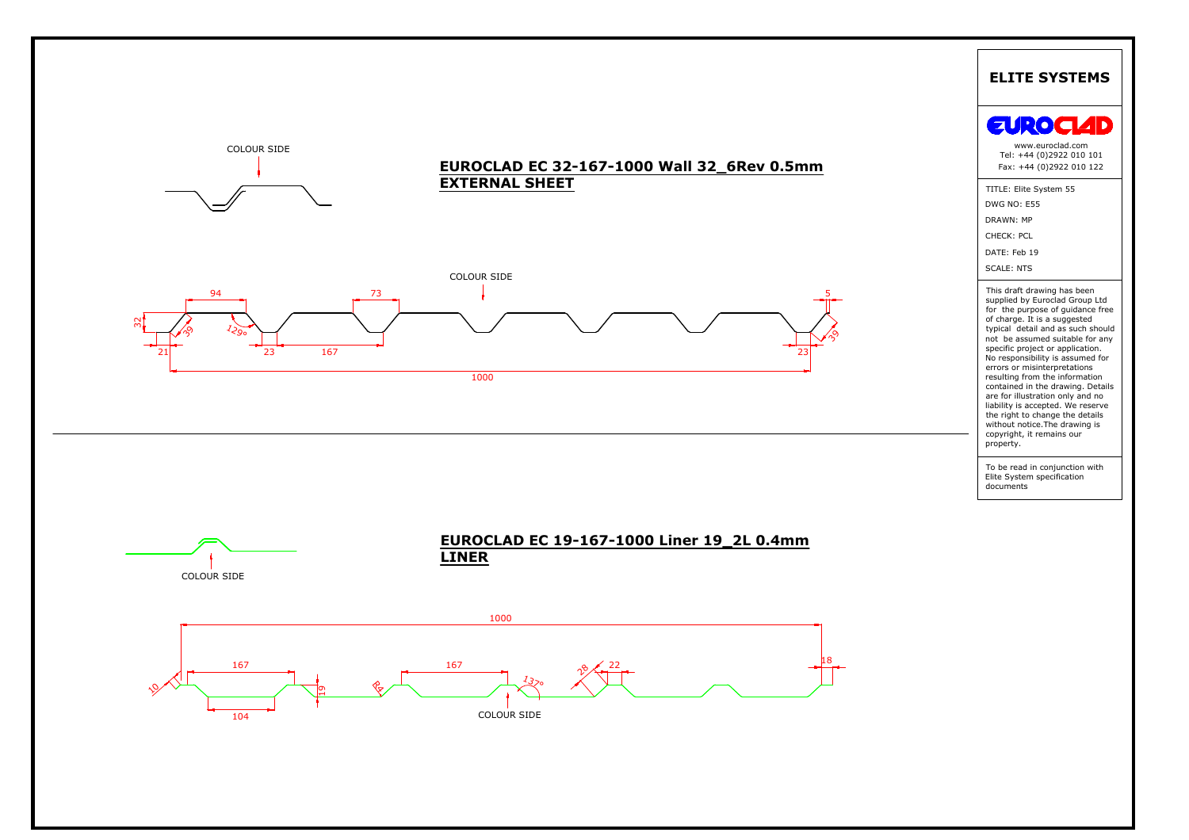## ELITE SYSTEMS

EUROCLAD

www.euroclad.com
Tel: +44 (0)2922 010 101
Fax: +44 (0)2922 010 122

TITLE: Elite System 55
DWG NO: E55
DRAWN: MP
CHECK: PCL
DATE: Feb 19
SCALE: NTS

This draft drawing has been supplied by Euroclad Group Ltd for the purpose of guidance free of charge. It is a suggested typical detail and as such should not be assumed suitable for any specific project or application. No responsibility is assumed for errors or misinterpretations resulting from the information contained in the drawing. Details are for illustration only and no liability is accepted. We reserve the right to change the details without notice.The drawing is copyright, it remains our property.

To be read in conjunction with Elite System specification documents

## EUROCLAD EC 32-167-1000 Wall 32_6Rev 0.5mm EXTERNAL SHEET

COLOUR SIDE

COLOUR SIDE

94 73 5 32 39 129° 39 21 23 167 23 1000

## EUROCLAD EC 19-167-1000 Liner 19_2L 0.4mm LINER

COLOUR SIDE

1000 167 167 10 19 R4 137° 28 22 18 104

COLOUR SIDE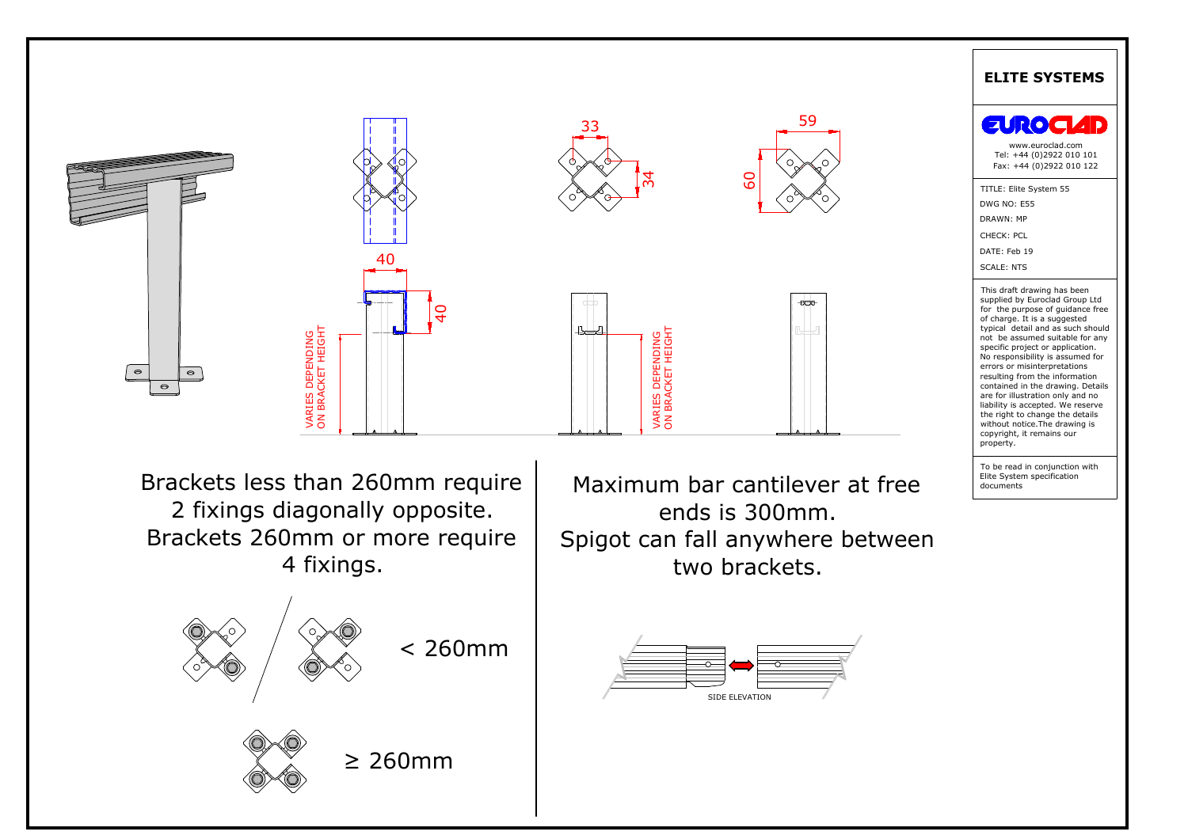40

40

VARIES DEPENDING ON BRACKET HEIGHT

33

34

VARIES DEPENDING ON BRACKET HEIGHT

59

60

Brackets less than 260mm require 2 fixings diagonally opposite. Brackets 260mm or more require 4 fixings.

< 260mm

≥ 260mm

Maximum bar cantilever at free ends is 300mm. Spigot can fall anywhere between two brackets.

SIDE ELEVATION

## ELITE SYSTEMS

EUROCLAD

www.euroclad.com
Tel: +44 (0)2922 010 101
Fax: +44 (0)2922 010 122

TITLE: Elite System 55
DWG NO: E55
DRAWN: MP
CHECK: PCL
DATE: Feb 19
SCALE: NTS

This draft drawing has been supplied by Euroclad Group Ltd for the purpose of guidance free of charge. It is a suggested typical detail and as such should not be assumed suitable for any specific project or application. No responsibility is assumed for errors or misinterpretations resulting from the information contained in the drawing. Details are for illustration only and no liability is accepted. We reserve the right to change the details without notice.The drawing is copyright, it remains our property.

To be read in conjunction with Elite System specification documents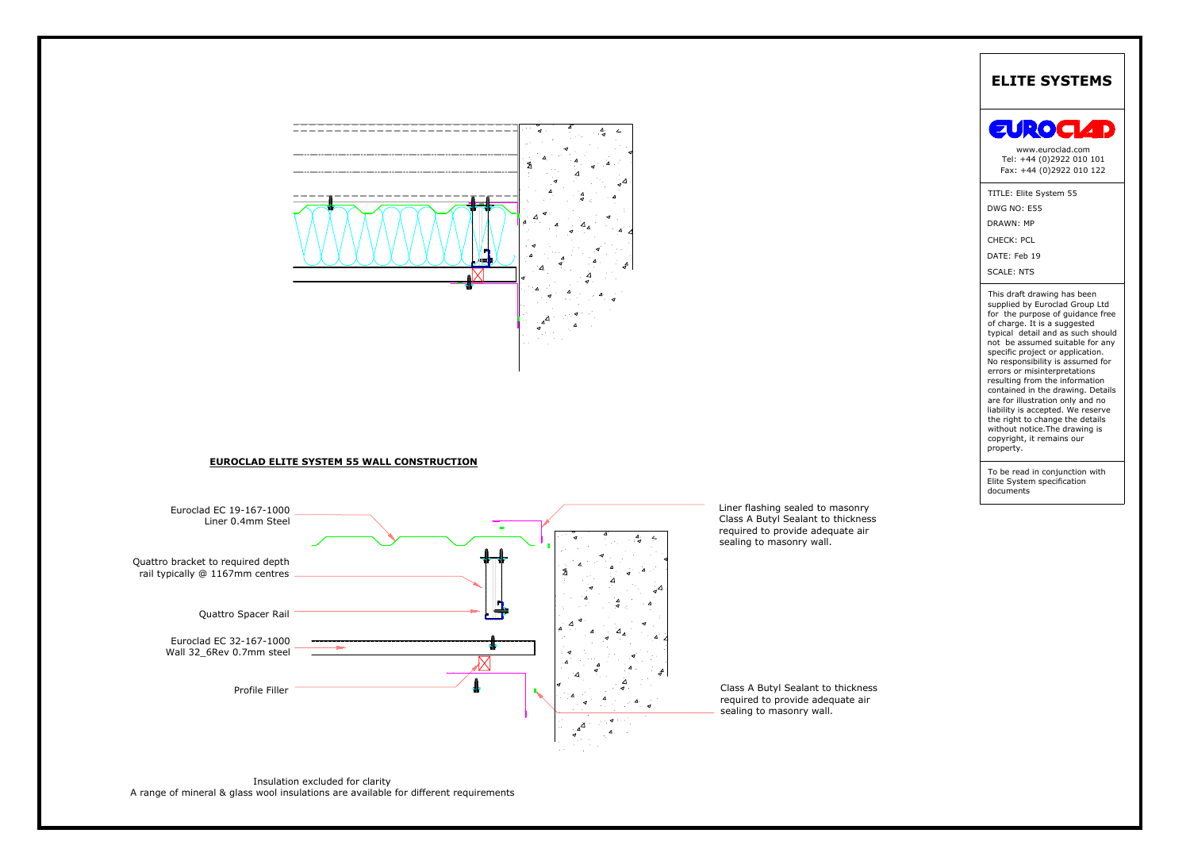## ELITE SYSTEMS

EUROCLAD

www.euroclad.com
Tel: +44 (0)2922 010 101
Fax: +44 (0)2922 010 122

TITLE: Elite System 55
DWG NO: E55
DRAWN: MP
CHECK: PCL
DATE: Feb 19
SCALE: NTS

This draft drawing has been supplied by Euroclad Group Ltd for the purpose of guidance free of charge. It is a suggested typical detail and as such should not be assumed suitable for any specific project or application. No responsibility is assumed for errors or misinterpretations resulting from the information contained in the drawing. Details are for illustration only and no liability is accepted. We reserve the right to change the details without notice.The drawing is copyright, it remains our property.

To be read in conjunction with Elite System specification documents

**EUROCLAD ELITE SYSTEM 55 WALL CONSTRUCTION**

Euroclad EC 19-167-1000
Liner 0.4mm Steel

Quattro bracket to required depth
rail typically @ 1167mm centres

Quattro Spacer Rail

Euroclad EC 32-167-1000
Wall 32_6Rev 0.7mm steel

Profile Filler

Liner flashing sealed to masonry
Class A Butyl Sealant to thickness
required to provide adequate air
sealing to masonry wall.

Class A Butyl Sealant to thickness
required to provide adequate air
sealing to masonry wall.

Insulation excluded for clarity
A range of mineral & glass wool insulations are available for different requirements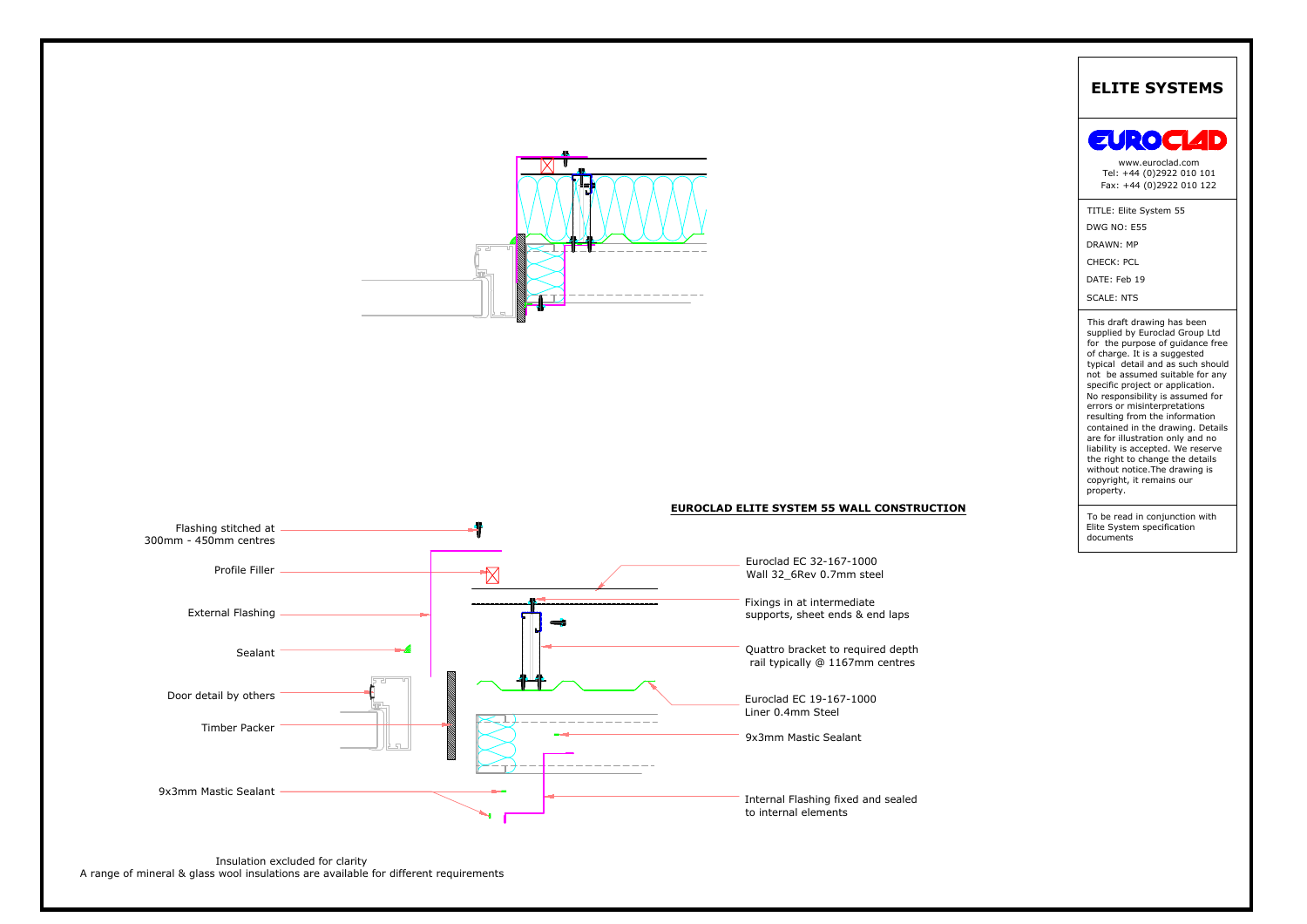## ELITE SYSTEMS

EUROCLAD

www.euroclad.com
Tel: +44 (0)2922 010 101
Fax: +44 (0)2922 010 122

TITLE: Elite System 55
DWG NO: E55
DRAWN: MP
CHECK: PCL
DATE: Feb 19
SCALE: NTS

This draft drawing has been supplied by Euroclad Group Ltd for the purpose of guidance free of charge. It is a suggested typical detail and as such should not be assumed suitable for any specific project or application. No responsibility is assumed for errors or misinterpretations resulting from the information contained in the drawing. Details are for illustration only and no liability is accepted. We reserve the right to change the details without notice.The drawing is copyright, it remains our property.

To be read in conjunction with Elite System specification documents

### EUROCLAD ELITE SYSTEM 55 WALL CONSTRUCTION

- Flashing stitched at 300mm - 450mm centres
- Profile Filler
- External Flashing
- Sealant
- Door detail by others
- Timber Packer
- 9x3mm Mastic Sealant
- Euroclad EC 32-167-1000 Wall 32_6Rev 0.7mm steel
- Fixings in at intermediate supports, sheet ends & end laps
- Quattro bracket to required depth rail typically @ 1167mm centres
- Euroclad EC 19-167-1000 Liner 0.4mm Steel
- 9x3mm Mastic Sealant
- Internal Flashing fixed and sealed to internal elements

Insulation excluded for clarity
A range of mineral & glass wool insulations are available for different requirements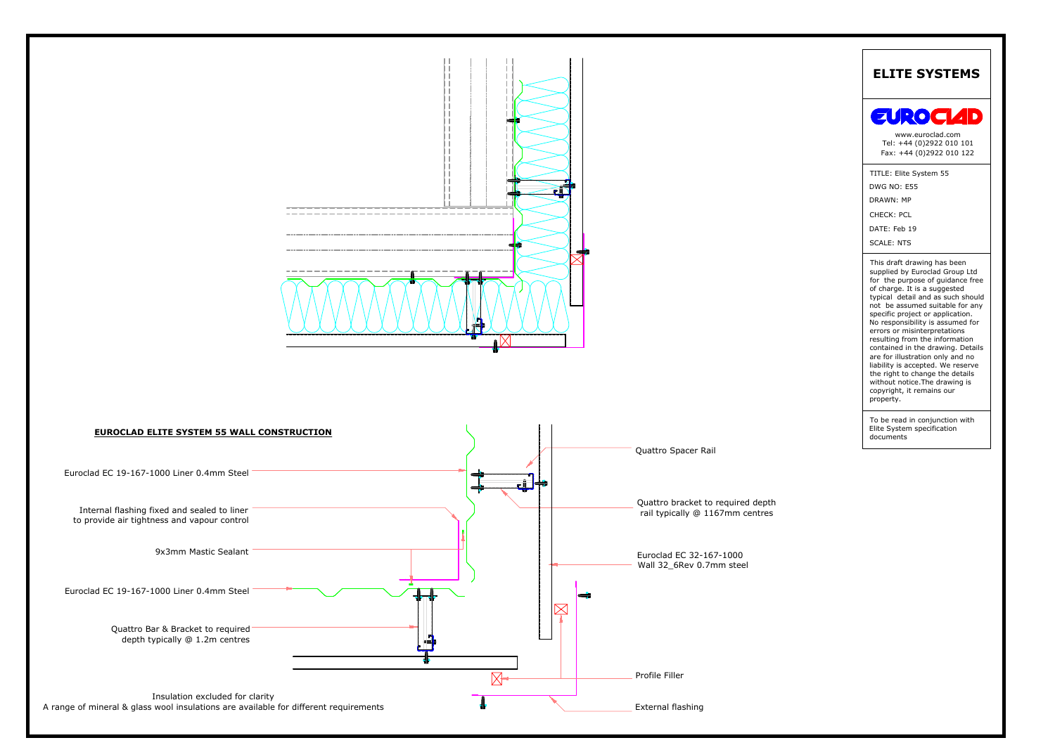## EUROCLAD ELITE SYSTEM 55 WALL CONSTRUCTION

Euroclad EC 19-167-1000 Liner 0.4mm Steel

Internal flashing fixed and sealed to liner to provide air tightness and vapour control

9x3mm Mastic Sealant

Euroclad EC 19-167-1000 Liner 0.4mm Steel

Quattro Bar & Bracket to required depth typically @ 1.2m centres

Insulation excluded for clarity
A range of mineral & glass wool insulations are available for different requirements

Quattro Spacer Rail

Quattro bracket to required depth rail typically @ 1167mm centres

Euroclad EC 32-167-1000
Wall 32_6Rev 0.7mm steel

Profile Filler

External flashing

# ELITE SYSTEMS

EUROCLAD

www.euroclad.com
Tel: +44 (0)2922 010 101
Fax: +44 (0)2922 010 122

TITLE: Elite System 55
DWG NO: E55
DRAWN: MP
CHECK: PCL
DATE: Feb 19
SCALE: NTS

This draft drawing has been supplied by Euroclad Group Ltd for the purpose of guidance free of charge. It is a suggested typical detail and as such should not be assumed suitable for any specific project or application. No responsibility is assumed for errors or misinterpretations resulting from the information contained in the drawing. Details are for illustration only and no liability is accepted. We reserve the right to change the details without notice. The drawing is copyright, it remains our property.

To be read in conjunction with Elite System specification documents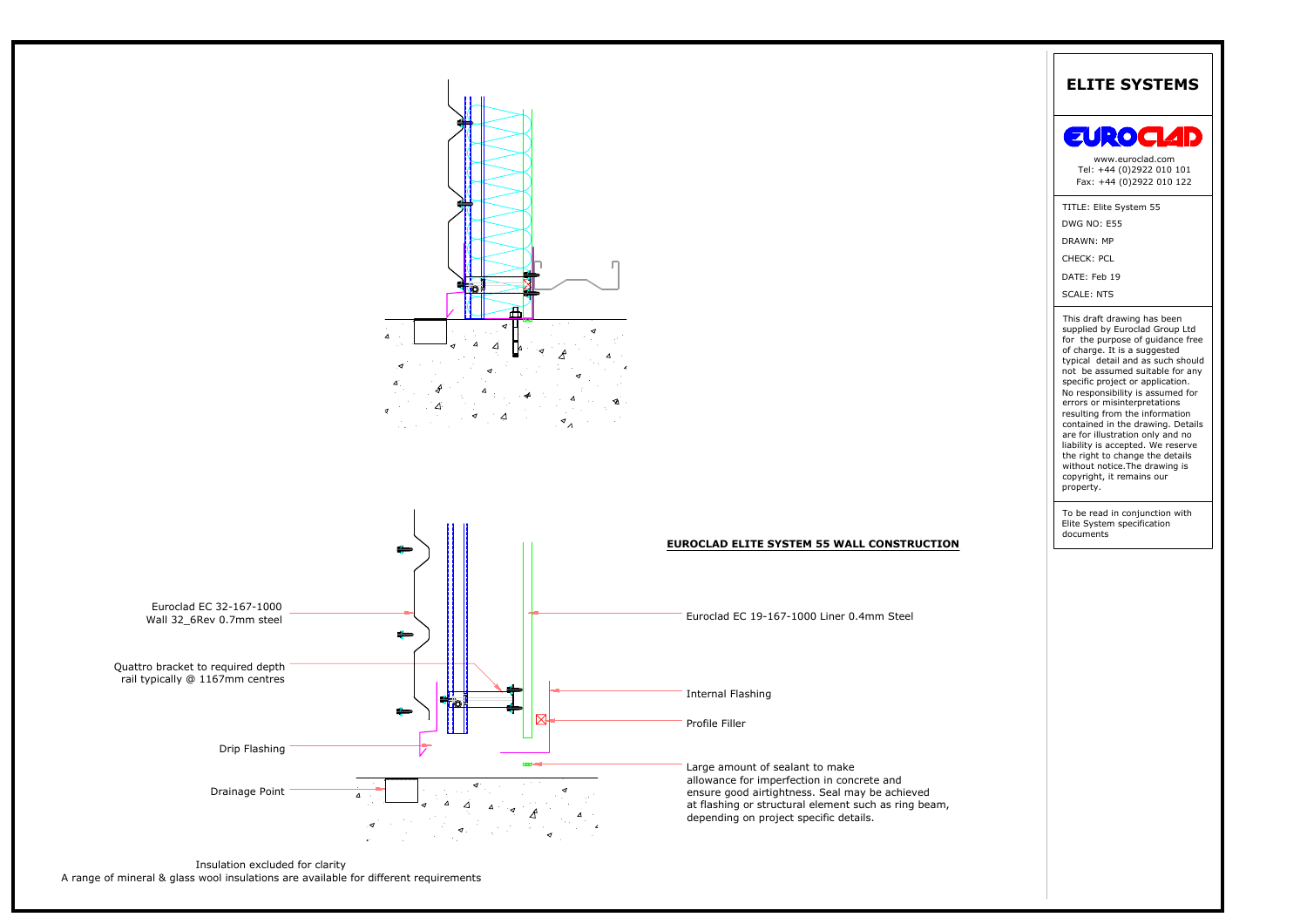# ELITE SYSTEMS

EUROCLAD

www.euroclad.com
Tel: +44 (0)2922 010 101
Fax: +44 (0)2922 010 122

TITLE: Elite System 55

DWG NO: E55

DRAWN: MP

CHECK: PCL

DATE: Feb 19

SCALE: NTS

This draft drawing has been supplied by Euroclad Group Ltd for the purpose of guidance free of charge. It is a suggested typical detail and as such should not be assumed suitable for any specific project or application. No responsibility is assumed for errors or misinterpretations resulting from the information contained in the drawing. Details are for illustration only and no liability is accepted. We reserve the right to change the details without notice.The drawing is copyright, it remains our property.

To be read in conjunction with Elite System specification documents

## EUROCLAD ELITE SYSTEM 55 WALL CONSTRUCTION

Euroclad EC 32-167-1000
Wall 32_6Rev 0.7mm steel

Quattro bracket to required depth
rail typically @ 1167mm centres

Drip Flashing

Drainage Point

Euroclad EC 19-167-1000 Liner 0.4mm Steel

Internal Flashing

Profile Filler

Large amount of sealant to make allowance for imperfection in concrete and ensure good airtightness. Seal may be achieved at flashing or structural element such as ring beam, depending on project specific details.

Insulation excluded for clarity
A range of mineral & glass wool insulations are available for different requirements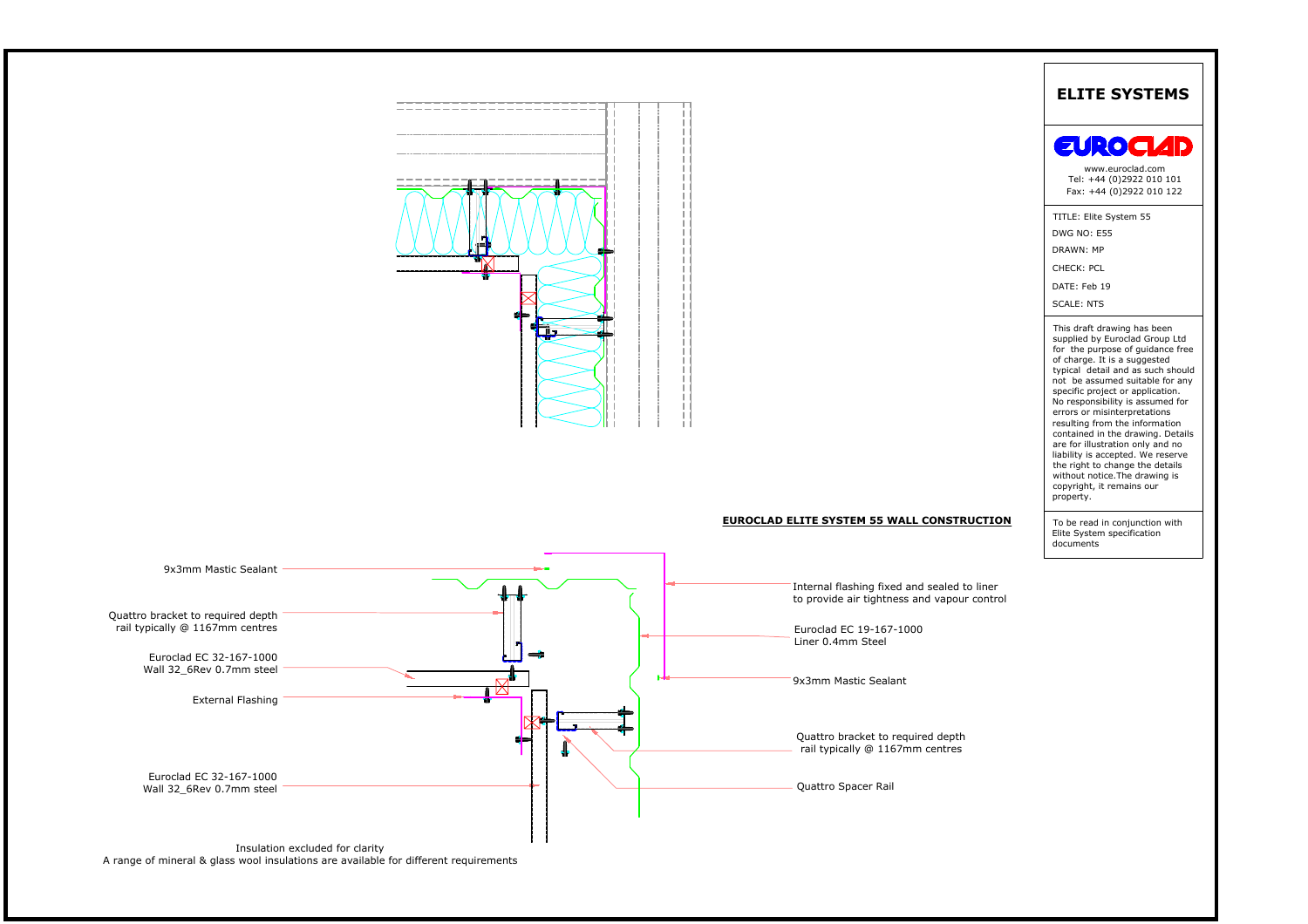## EUROCLAD ELITE SYSTEM 55 WALL CONSTRUCTION

9x3mm Mastic Sealant

Quattro bracket to required depth rail typically @ 1167mm centres

Euroclad EC 32-167-1000 Wall 32_6Rev 0.7mm steel

External Flashing

Euroclad EC 32-167-1000 Wall 32_6Rev 0.7mm steel

Internal flashing fixed and sealed to liner to provide air tightness and vapour control

Euroclad EC 19-167-1000 Liner 0.4mm Steel

9x3mm Mastic Sealant

Quattro bracket to required depth rail typically @ 1167mm centres

Quattro Spacer Rail

Insulation excluded for clarity
A range of mineral & glass wool insulations are available for different requirements

# ELITE SYSTEMS

EUROCLAD

www.euroclad.com
Tel: +44 (0)2922 010 101
Fax: +44 (0)2922 010 122

TITLE: Elite System 55
DWG NO: E55
DRAWN: MP
CHECK: PCL
DATE: Feb 19
SCALE: NTS

This draft drawing has been supplied by Euroclad Group Ltd for the purpose of guidance free of charge. It is a suggested typical detail and as such should not be assumed suitable for any specific project or application. No responsibility is assumed for errors or misinterpretations resulting from the information contained in the drawing. Details are for illustration only and no liability is accepted. We reserve the right to change the details without notice.The drawing is copyright, it remains our property.

To be read in conjunction with Elite System specification documents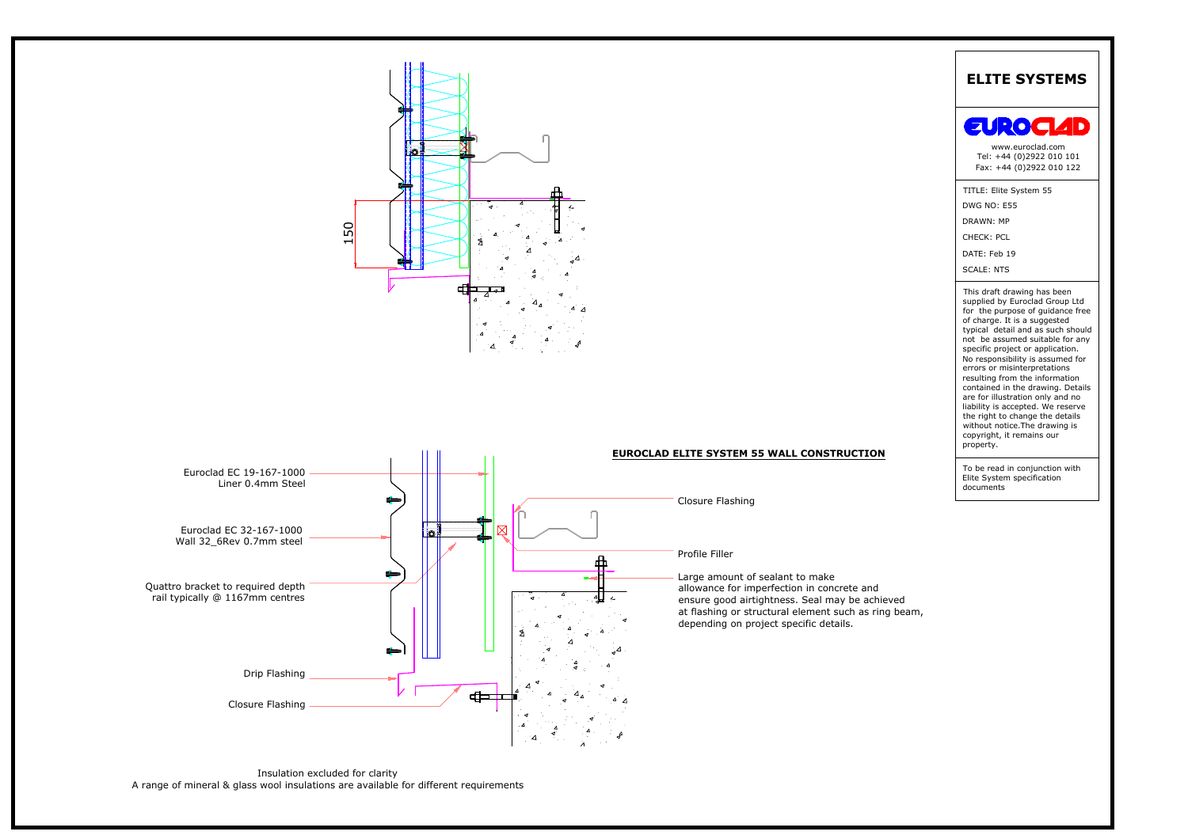# ELITE SYSTEMS

EUROCLAD

www.euroclad.com
Tel: +44 (0)2922 010 101
Fax: +44 (0)2922 010 122

TITLE: Elite System 55

DWG NO: E55

DRAWN: MP

CHECK: PCL

DATE: Feb 19

SCALE: NTS

This draft drawing has been supplied by Euroclad Group Ltd for the purpose of guidance free of charge. It is a suggested typical detail and as such should not be assumed suitable for any specific project or application. No responsibility is assumed for errors or misinterpretations resulting from the information contained in the drawing. Details are for illustration only and no liability is accepted. We reserve the right to change the details without notice.The drawing is copyright, it remains our property.

To be read in conjunction with Elite System specification documents

## EUROCLAD ELITE SYSTEM 55 WALL CONSTRUCTION

150

Euroclad EC 19-167-1000
Liner 0.4mm Steel

Euroclad EC 32-167-1000
Wall 32_6Rev 0.7mm steel

Quattro bracket to required depth
rail typically @ 1167mm centres

Drip Flashing

Closure Flashing

Closure Flashing

Profile Filler

Large amount of sealant to make allowance for imperfection in concrete and ensure good airtightness. Seal may be achieved at flashing or structural element such as ring beam, depending on project specific details.

Insulation excluded for clarity
A range of mineral & glass wool insulations are available for different requirements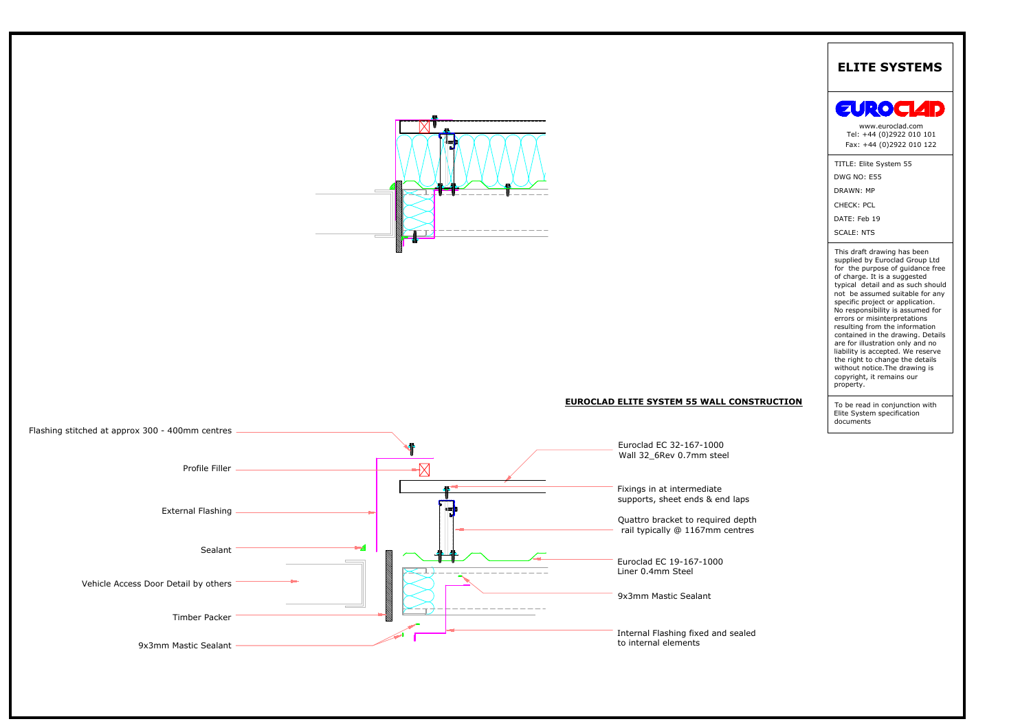# ELITE SYSTEMS

www.euroclad.com
Tel: +44 (0)2922 010 101
Fax: +44 (0)2922 010 122

TITLE: Elite System 55
DWG NO: E55
DRAWN: MP
CHECK: PCL
DATE: Feb 19
SCALE: NTS

This draft drawing has been supplied by Euroclad Group Ltd for the purpose of guidance free of charge. It is a suggested typical detail and as such should not be assumed suitable for any specific project or application. No responsibility is assumed for errors or misinterpretations resulting from the information contained in the drawing. Details are for illustration only and no liability is accepted. We reserve the right to change the details without notice.The drawing is copyright, it remains our property.

To be read in conjunction with Elite System specification documents

## EUROCLAD ELITE SYSTEM 55 WALL CONSTRUCTION

- Flashing stitched at approx 300 - 400mm centres
- Profile Filler
- External Flashing
- Sealant
- Vehicle Access Door Detail by others
- Timber Packer
- 9x3mm Mastic Sealant
- Euroclad EC 32-167-1000 Wall 32_6Rev 0.7mm steel
- Fixings in at intermediate supports, sheet ends & end laps
- Quattro bracket to required depth rail typically @ 1167mm centres
- Euroclad EC 19-167-1000 Liner 0.4mm Steel
- 9x3mm Mastic Sealant
- Internal Flashing fixed and sealed to internal elements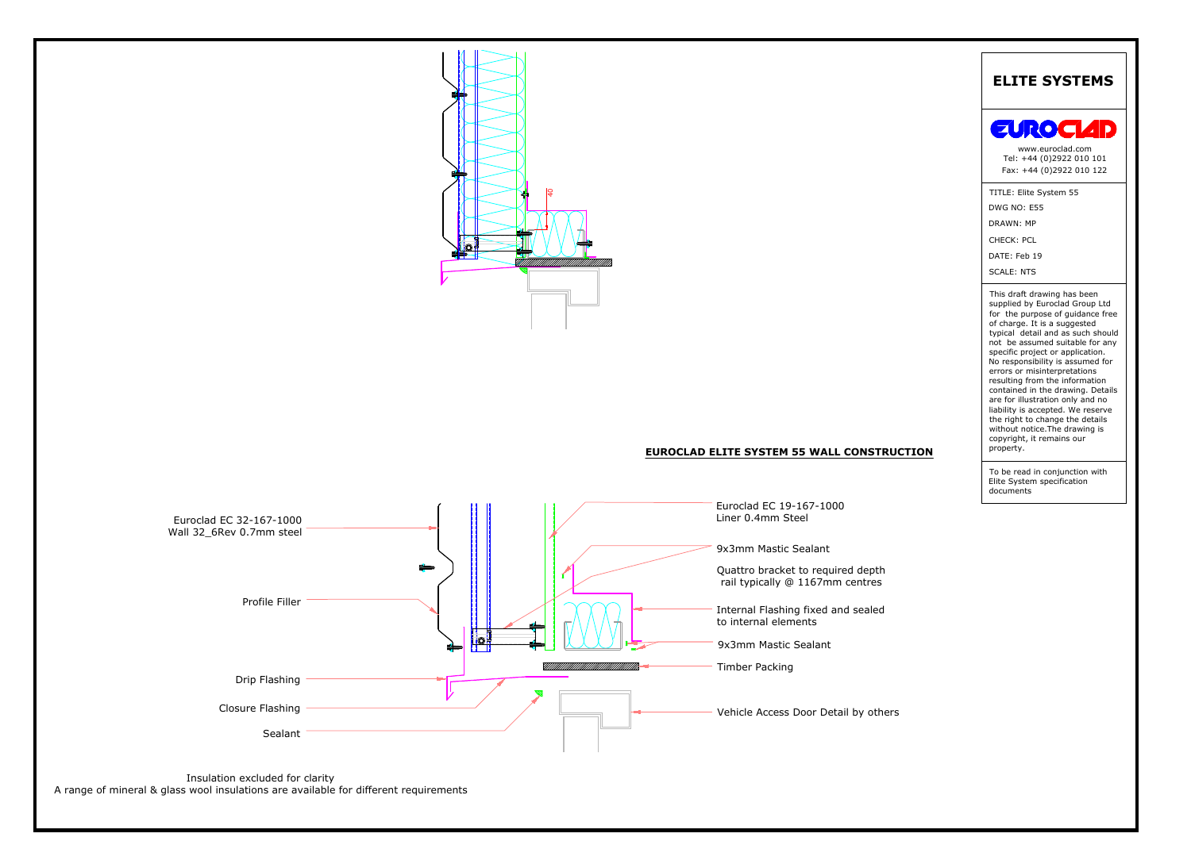40

## EUROCLAD ELITE SYSTEM 55 WALL CONSTRUCTION

Euroclad EC 32-167-1000
Wall 32_6Rev 0.7mm steel

Profile Filler

Drip Flashing

Closure Flashing

Sealant

Euroclad EC 19-167-1000
Liner 0.4mm Steel

9x3mm Mastic Sealant

Quattro bracket to required depth
rail typically @ 1167mm centres

Internal Flashing fixed and sealed
to internal elements

9x3mm Mastic Sealant

Timber Packing

Vehicle Access Door Detail by others

Insulation excluded for clarity
A range of mineral & glass wool insulations are available for different requirements

# ELITE SYSTEMS

EUROCLAD

www.euroclad.com
Tel: +44 (0)2922 010 101
Fax: +44 (0)2922 010 122

TITLE: Elite System 55
DWG NO: E55
DRAWN: MP
CHECK: PCL
DATE: Feb 19
SCALE: NTS

This draft drawing has been supplied by Euroclad Group Ltd for the purpose of guidance free of charge. It is a suggested typical detail and as such should not be assumed suitable for any specific project or application. No responsibility is assumed for errors or misinterpretations resulting from the information contained in the drawing. Details are for illustration only and no liability is accepted. We reserve the right to change the details without notice.The drawing is copyright, it remains our property.

To be read in conjunction with Elite System specification documents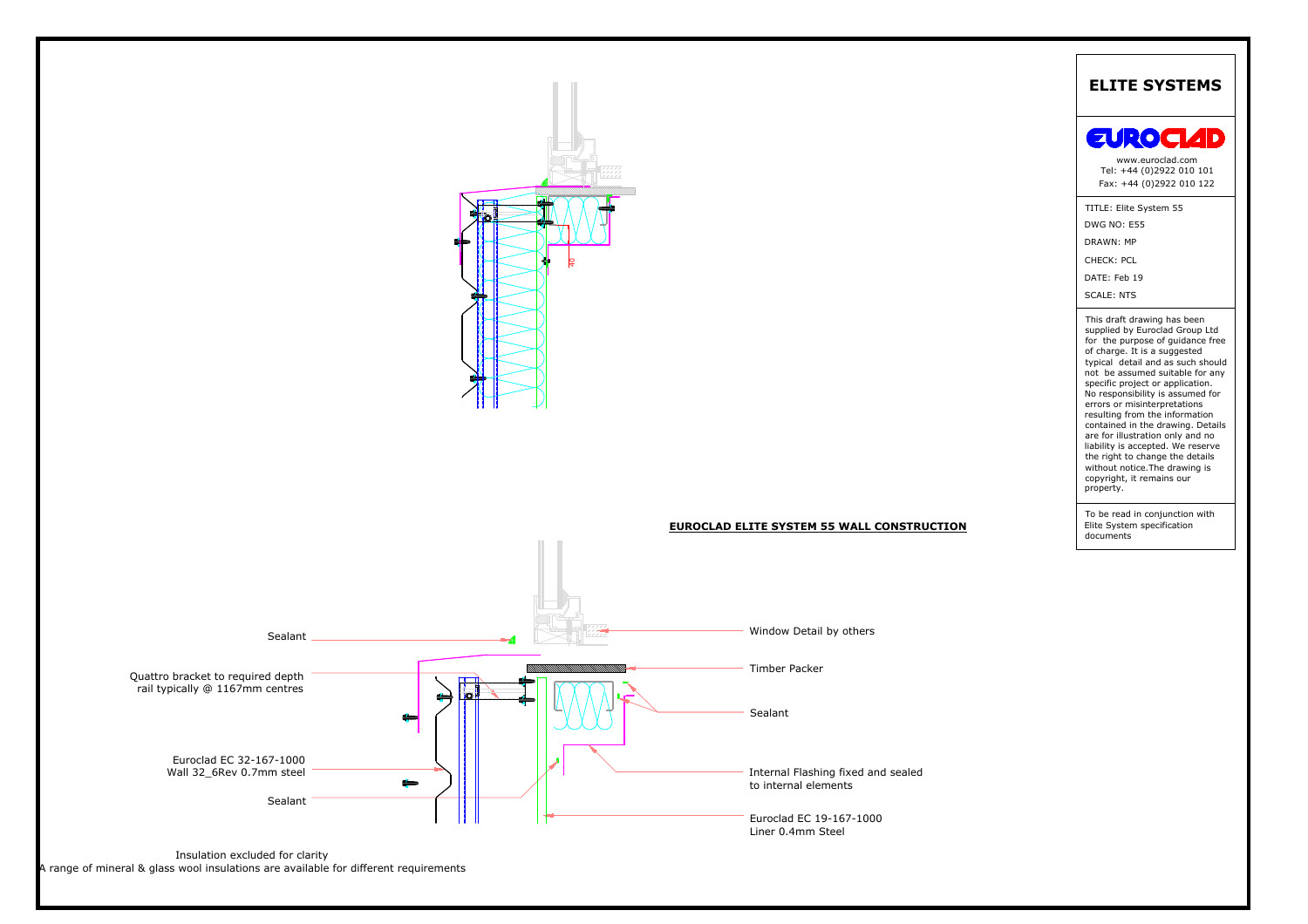# ELITE SYSTEMS

www.euroclad.com
Tel: +44 (0)2922 010 101
Fax: +44 (0)2922 010 122

TITLE: Elite System 55

DWG NO: E55

DRAWN: MP

CHECK: PCL

DATE: Feb 19

SCALE: NTS

This draft drawing has been supplied by Euroclad Group Ltd for the purpose of guidance free of charge. It is a suggested typical detail and as such should not be assumed suitable for any specific project or application. No responsibility is assumed for errors or misinterpretations resulting from the information contained in the drawing. Details are for illustration only and no liability is accepted. We reserve the right to change the details without notice.The drawing is copyright, it remains our property.

To be read in conjunction with Elite System specification documents

**EUROCLAD ELITE SYSTEM 55 WALL CONSTRUCTION**

40

Sealant

Quattro bracket to required depth
rail typically @ 1167mm centres

Euroclad EC 32-167-1000
Wall 32_6Rev 0.7mm steel

Sealant

Window Detail by others

Timber Packer

Sealant

Internal Flashing fixed and sealed to internal elements

Euroclad EC 19-167-1000
Liner 0.4mm Steel

Insulation excluded for clarity
A range of mineral & glass wool insulations are available for different requirements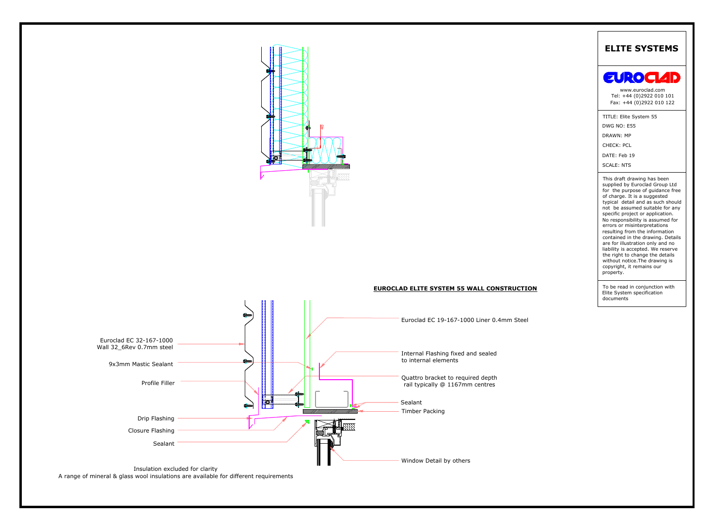# ELITE SYSTEMS

EUROCLAD

www.euroclad.com
Tel: +44 (0)2922 010 101
Fax: +44 (0)2922 010 122

TITLE: Elite System 55

DWG NO: E55

DRAWN: MP

CHECK: PCL

DATE: Feb 19

SCALE: NTS

This draft drawing has been supplied by Euroclad Group Ltd for the purpose of guidance free of charge. It is a suggested typical detail and as such should not be assumed suitable for any specific project or application. No responsibility is assumed for errors or misinterpretations resulting from the information contained in the drawing. Details are for illustration only and no liability is accepted. We reserve the right to change the details without notice.The drawing is copyright, it remains our property.

To be read in conjunction with Elite System specification documents

## EUROCLAD ELITE SYSTEM 55 WALL CONSTRUCTION

40

- Euroclad EC 32-167-1000 Wall 32_6Rev 0.7mm steel
- 9x3mm Mastic Sealant
- Profile Filler
- Drip Flashing
- Closure Flashing
- Sealant
- Euroclad EC 19-167-1000 Liner 0.4mm Steel
- Internal Flashing fixed and sealed to internal elements
- Quattro bracket to required depth rail typically @ 1167mm centres
- Sealant
- Timber Packing
- Window Detail by others

Insulation excluded for clarity
A range of mineral & glass wool insulations are available for different requirements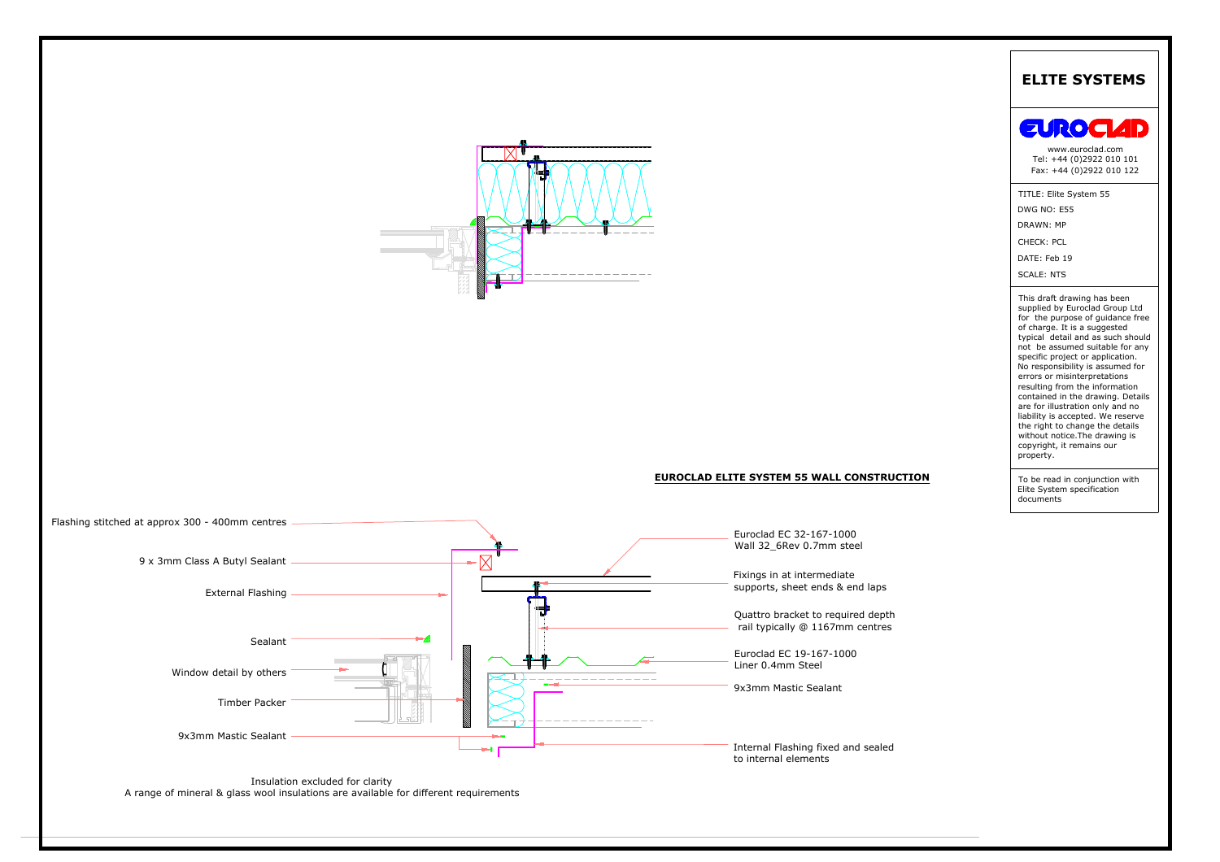# ELITE SYSTEMS

EUROCLAD

www.euroclad.com
Tel: +44 (0)2922 010 101
Fax: +44 (0)2922 010 122

TITLE: Elite System 55
DWG NO: E55
DRAWN: MP
CHECK: PCL
DATE: Feb 19
SCALE: NTS

This draft drawing has been supplied by Euroclad Group Ltd for the purpose of guidance free of charge. It is a suggested typical detail and as such should not be assumed suitable for any specific project or application. No responsibility is assumed for errors or misinterpretations resulting from the information contained in the drawing. Details are for illustration only and no liability is accepted. We reserve the right to change the details without notice.The drawing is copyright, it remains our property.

To be read in conjunction with Elite System specification documents

## EUROCLAD ELITE SYSTEM 55 WALL CONSTRUCTION

Flashing stitched at approx 300 - 400mm centres

9 x 3mm Class A Butyl Sealant

External Flashing

Sealant

Window detail by others

Timber Packer

9x3mm Mastic Sealant

Euroclad EC 32-167-1000
Wall 32_6Rev 0.7mm steel

Fixings in at intermediate supports, sheet ends & end laps

Quattro bracket to required depth rail typically @ 1167mm centres

Euroclad EC 19-167-1000
Liner 0.4mm Steel

9x3mm Mastic Sealant

Internal Flashing fixed and sealed to internal elements

Insulation excluded for clarity
A range of mineral & glass wool insulations are available for different requirements